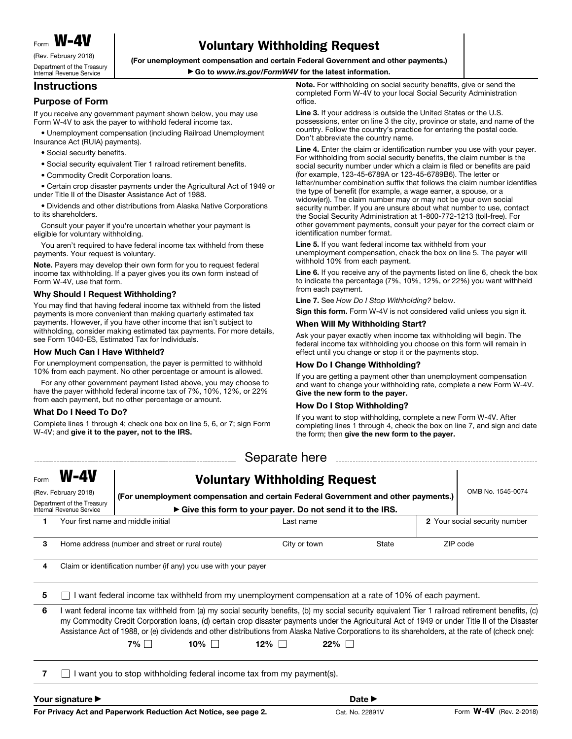Form **W-4V**

(Rev. February 2018)

Department of the Treasury
Internal Revenue Service

# Voluntary Withholding Request

**(For unemployment compensation and certain Federal Government and other payments.)**

▶ **Go to** ***www.irs.gov/FormW4V*** **for the latest information.**

## Instructions

### Purpose of Form

If you receive any government payment shown below, you may use Form W-4V to ask the payer to withhold federal income tax.

- Unemployment compensation (including Railroad Unemployment Insurance Act (RUIA) payments).
- Social security benefits.
- Social security equivalent Tier 1 railroad retirement benefits.
- Commodity Credit Corporation loans.
- Certain crop disaster payments under the Agricultural Act of 1949 or under Title II of the Disaster Assistance Act of 1988.
- Dividends and other distributions from Alaska Native Corporations to its shareholders.

Consult your payer if you're uncertain whether your payment is eligible for voluntary withholding.

You aren't required to have federal income tax withheld from these payments. Your request is voluntary.

**Note.** Payers may develop their own form for you to request federal income tax withholding. If a payer gives you its own form instead of Form W-4V, use that form.

### Why Should I Request Withholding?

You may find that having federal income tax withheld from the listed payments is more convenient than making quarterly estimated tax payments. However, if you have other income that isn't subject to withholding, consider making estimated tax payments. For more details, see Form 1040-ES, Estimated Tax for Individuals.

### How Much Can I Have Withheld?

For unemployment compensation, the payer is permitted to withhold 10% from each payment. No other percentage or amount is allowed.

For any other government payment listed above, you may choose to have the payer withhold federal income tax of 7%, 10%, 12%, or 22% from each payment, but no other percentage or amount.

### What Do I Need To Do?

Complete lines 1 through 4; check one box on line 5, 6, or 7; sign Form W-4V; and **give it to the payer, not to the IRS.**

**Note.** For withholding on social security benefits, give or send the completed Form W-4V to your local Social Security Administration office.

**Line 3.** If your address is outside the United States or the U.S. possessions, enter on line 3 the city, province or state, and name of the country. Follow the country's practice for entering the postal code. Don't abbreviate the country name.

**Line 4.** Enter the claim or identification number you use with your payer. For withholding from social security benefits, the claim number is the social security number under which a claim is filed or benefits are paid (for example, 123-45-6789A or 123-45-6789B6). The letter or letter/number combination suffix that follows the claim number identifies the type of benefit (for example, a wage earner, a spouse, or a widow(er)). The claim number may or may not be your own social security number. If you are unsure about what number to use, contact the Social Security Administration at 1-800-772-1213 (toll-free). For other government payments, consult your payer for the correct claim or identification number format.

**Line 5.** If you want federal income tax withheld from your unemployment compensation, check the box on line 5. The payer will withhold 10% from each payment.

**Line 6.** If you receive any of the payments listed on line 6, check the box to indicate the percentage (7%, 10%, 12%, or 22%) you want withheld from each payment.

**Line 7.** See *How Do I Stop Withholding?* below.

**Sign this form.** Form W-4V is not considered valid unless you sign it.

### When Will My Withholding Start?

Ask your payer exactly when income tax withholding will begin. The federal income tax withholding you choose on this form will remain in effect until you change or stop it or the payments stop.

### How Do I Change Withholding?

If you are getting a payment other than unemployment compensation and want to change your withholding rate, complete a new Form W-4V. **Give the new form to the payer.**

### How Do I Stop Withholding?

If you want to stop withholding, complete a new Form W-4V. After completing lines 1 through 4, check the box on line 7, and sign and date the form; then **give the new form to the payer.**

---

Separate here

---

Form **W-4V**

(Rev. February 2018)

Department of the Treasury
Internal Revenue Service

# Voluntary Withholding Request

**(For unemployment compensation and certain Federal Government and other payments.)**

▶ **Give this form to your payer. Do not send it to the IRS.**

OMB No. 1545-0074

**1** Your first name and middle initial | Last name | **2** Your social security number

**3** Home address (number and street or rural route) | City or town | State | ZIP code

**4** Claim or identification number (if any) you use with your payer

**5** ☐ I want federal income tax withheld from my unemployment compensation at a rate of 10% of each payment.

**6** I want federal income tax withheld from (a) my social security benefits, (b) my social security equivalent Tier 1 railroad retirement benefits, (c) my Commodity Credit Corporation loans, (d) certain crop disaster payments under the Agricultural Act of 1949 or under Title II of the Disaster Assistance Act of 1988, or (e) dividends and other distributions from Alaska Native Corporations to its shareholders, at the rate of (check one):

**7%** ☐ **10%** ☐ **12%** ☐ **22%** ☐

**7** ☐ I want you to stop withholding federal income tax from my payment(s).

**Your signature ▶** **Date ▶**

**For Privacy Act and Paperwork Reduction Act Notice, see page 2.** Cat. No. 22891V Form **W-4V** (Rev. 2-2018)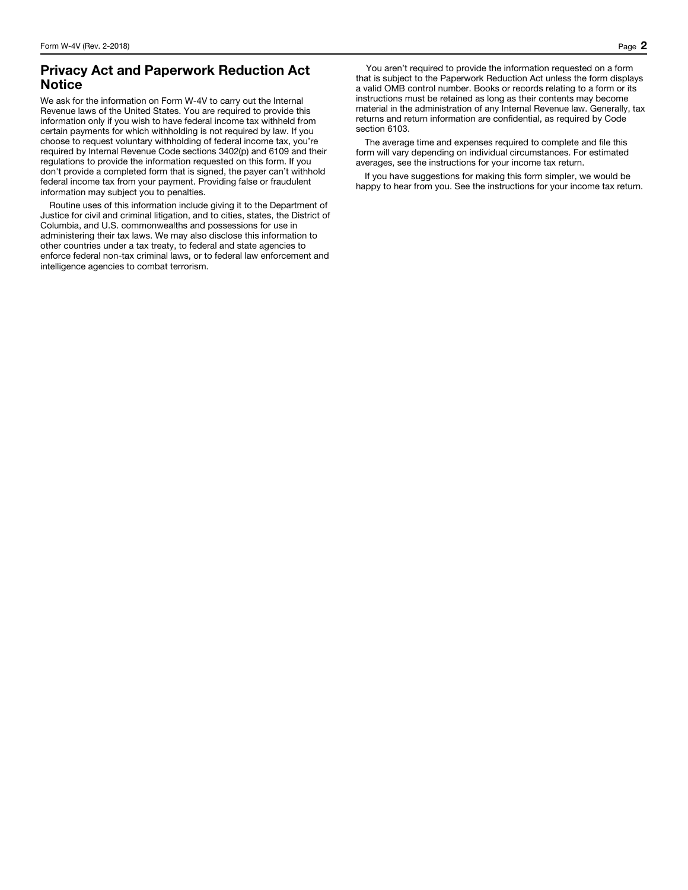## Privacy Act and Paperwork Reduction Act Notice

We ask for the information on Form W-4V to carry out the Internal Revenue laws of the United States. You are required to provide this information only if you wish to have federal income tax withheld from certain payments for which withholding is not required by law. If you choose to request voluntary withholding of federal income tax, you're required by Internal Revenue Code sections 3402(p) and 6109 and their regulations to provide the information requested on this form. If you don't provide a completed form that is signed, the payer can't withhold federal income tax from your payment. Providing false or fraudulent information may subject you to penalties.

Routine uses of this information include giving it to the Department of Justice for civil and criminal litigation, and to cities, states, the District of Columbia, and U.S. commonwealths and possessions for use in administering their tax laws. We may also disclose this information to other countries under a tax treaty, to federal and state agencies to enforce federal non-tax criminal laws, or to federal law enforcement and intelligence agencies to combat terrorism.

You aren't required to provide the information requested on a form that is subject to the Paperwork Reduction Act unless the form displays a valid OMB control number. Books or records relating to a form or its instructions must be retained as long as their contents may become material in the administration of any Internal Revenue law. Generally, tax returns and return information are confidential, as required by Code section 6103.

The average time and expenses required to complete and file this form will vary depending on individual circumstances. For estimated averages, see the instructions for your income tax return.

If you have suggestions for making this form simpler, we would be happy to hear from you. See the instructions for your income tax return.